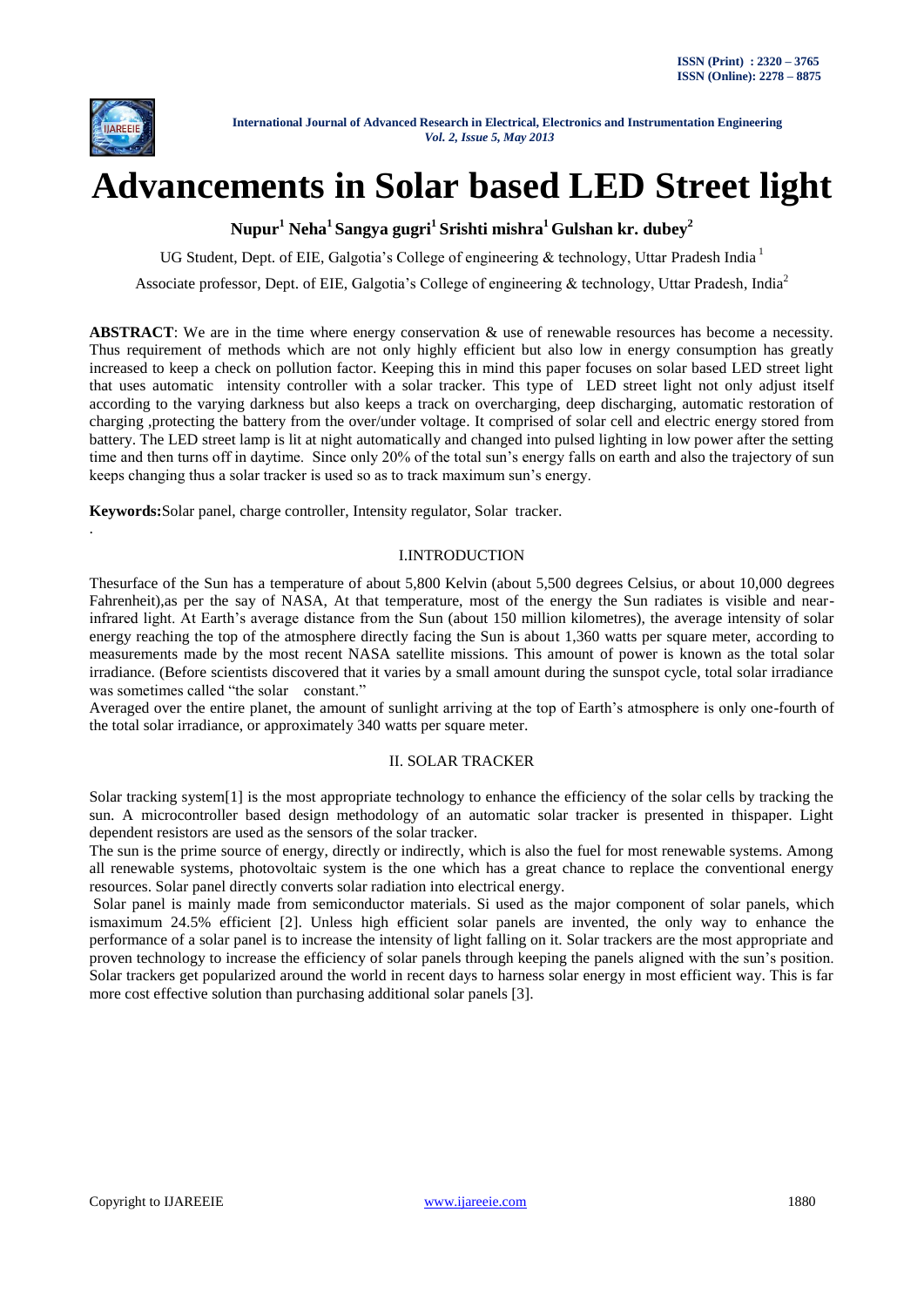# Advancements in Solar based LED Street light

**Nupur[1] Neha[1] Sangya gugri[1] Srishti mishra[1] Gulshan kr. dubey[2]**

UG Student, Dept. of EIE, Galgotia's College of engineering & technology, Uttar Pradesh India [1]

Associate professor, Dept. of EIE, Galgotia's College of engineering & technology, Uttar Pradesh, India[2]

**ABSTRACT**: We are in the time where energy conservation & use of renewable resources has become a necessity. Thus requirement of methods which are not only highly efficient but also low in energy consumption has greatly increased to keep a check on pollution factor. Keeping this in mind this paper focuses on solar based LED street light that uses automatic intensity controller with a solar tracker. This type of LED street light not only adjust itself according to the varying darkness but also keeps a track on overcharging, deep discharging, automatic restoration of charging ,protecting the battery from the over/under voltage. It comprised of solar cell and electric energy stored from battery. The LED street lamp is lit at night automatically and changed into pulsed lighting in low power after the setting time and then turns off in daytime. Since only 20% of the total sun's energy falls on earth and also the trajectory of sun keeps changing thus a solar tracker is used so as to track maximum sun's energy.

**Keywords:** Solar panel, charge controller, Intensity regulator, Solar tracker.

.

## I.INTRODUCTION

Thesurface of the Sun has a temperature of about 5,800 Kelvin (about 5,500 degrees Celsius, or about 10,000 degrees Fahrenheit),as per the say of NASA, At that temperature, most of the energy the Sun radiates is visible and near-infrared light. At Earth's average distance from the Sun (about 150 million kilometres), the average intensity of solar energy reaching the top of the atmosphere directly facing the Sun is about 1,360 watts per square meter, according to measurements made by the most recent NASA satellite missions. This amount of power is known as the total solar irradiance. (Before scientists discovered that it varies by a small amount during the sunspot cycle, total solar irradiance was sometimes called "the solar constant."

Averaged over the entire planet, the amount of sunlight arriving at the top of Earth's atmosphere is only one-fourth of the total solar irradiance, or approximately 340 watts per square meter.

## II. SOLAR TRACKER

Solar tracking system[1] is the most appropriate technology to enhance the efficiency of the solar cells by tracking the sun. A microcontroller based design methodology of an automatic solar tracker is presented in thispaper. Light dependent resistors are used as the sensors of the solar tracker.

The sun is the prime source of energy, directly or indirectly, which is also the fuel for most renewable systems. Among all renewable systems, photovoltaic system is the one which has a great chance to replace the conventional energy resources. Solar panel directly converts solar radiation into electrical energy.

Solar panel is mainly made from semiconductor materials. Si used as the major component of solar panels, which ismaximum 24.5% efficient [2]. Unless high efficient solar panels are invented, the only way to enhance the performance of a solar panel is to increase the intensity of light falling on it. Solar trackers are the most appropriate and proven technology to increase the efficiency of solar panels through keeping the panels aligned with the sun's position. Solar trackers get popularized around the world in recent days to harness solar energy in most efficient way. This is far more cost effective solution than purchasing additional solar panels [3].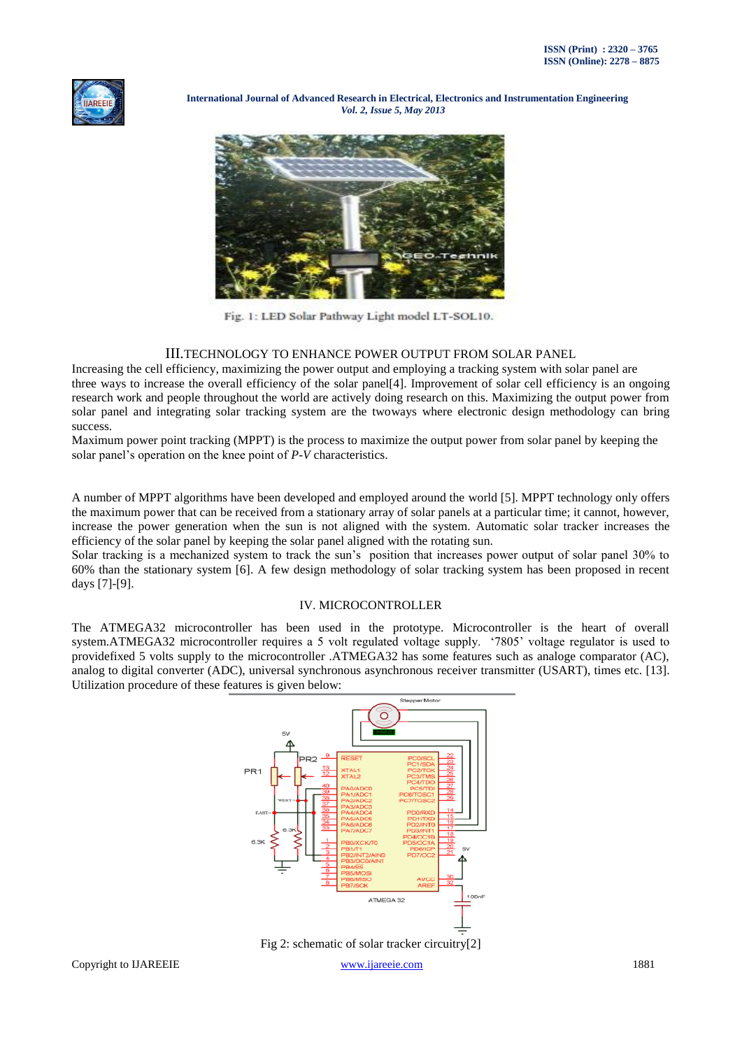Fig. 1: LED Solar Pathway Light model LT-SOL10.

## III.TECHNOLOGY TO ENHANCE POWER OUTPUT FROM SOLAR PANEL

Increasing the cell efficiency, maximizing the power output and employing a tracking system with solar panel are three ways to increase the overall efficiency of the solar panel[4]. Improvement of solar cell efficiency is an ongoing research work and people throughout the world are actively doing research on this. Maximizing the output power from solar panel and integrating solar tracking system are the twoways where electronic design methodology can bring success.

Maximum power point tracking (MPPT) is the process to maximize the output power from solar panel by keeping the solar panel's operation on the knee point of *P-V* characteristics.

A number of MPPT algorithms have been developed and employed around the world [5]. MPPT technology only offers the maximum power that can be received from a stationary array of solar panels at a particular time; it cannot, however, increase the power generation when the sun is not aligned with the system. Automatic solar tracker increases the efficiency of the solar panel by keeping the solar panel aligned with the rotating sun.

Solar tracking is a mechanized system to track the sun's position that increases power output of solar panel 30% to 60% than the stationary system [6]. A few design methodology of solar tracking system has been proposed in recent days [7]-[9].

## IV. MICROCONTROLLER

The ATMEGA32 microcontroller has been used in the prototype. Microcontroller is the heart of overall system.ATMEGA32 microcontroller requires a 5 volt regulated voltage supply. '7805' voltage regulator is used to providefixed 5 volts supply to the microcontroller .ATMEGA32 has some features such as analoge comparator (AC), analog to digital converter (ADC), universal synchronous asynchronous receiver transmitter (USART), times etc. [13]. Utilization procedure of these features is given below:

Fig 2: schematic of solar tracker circuitry[2]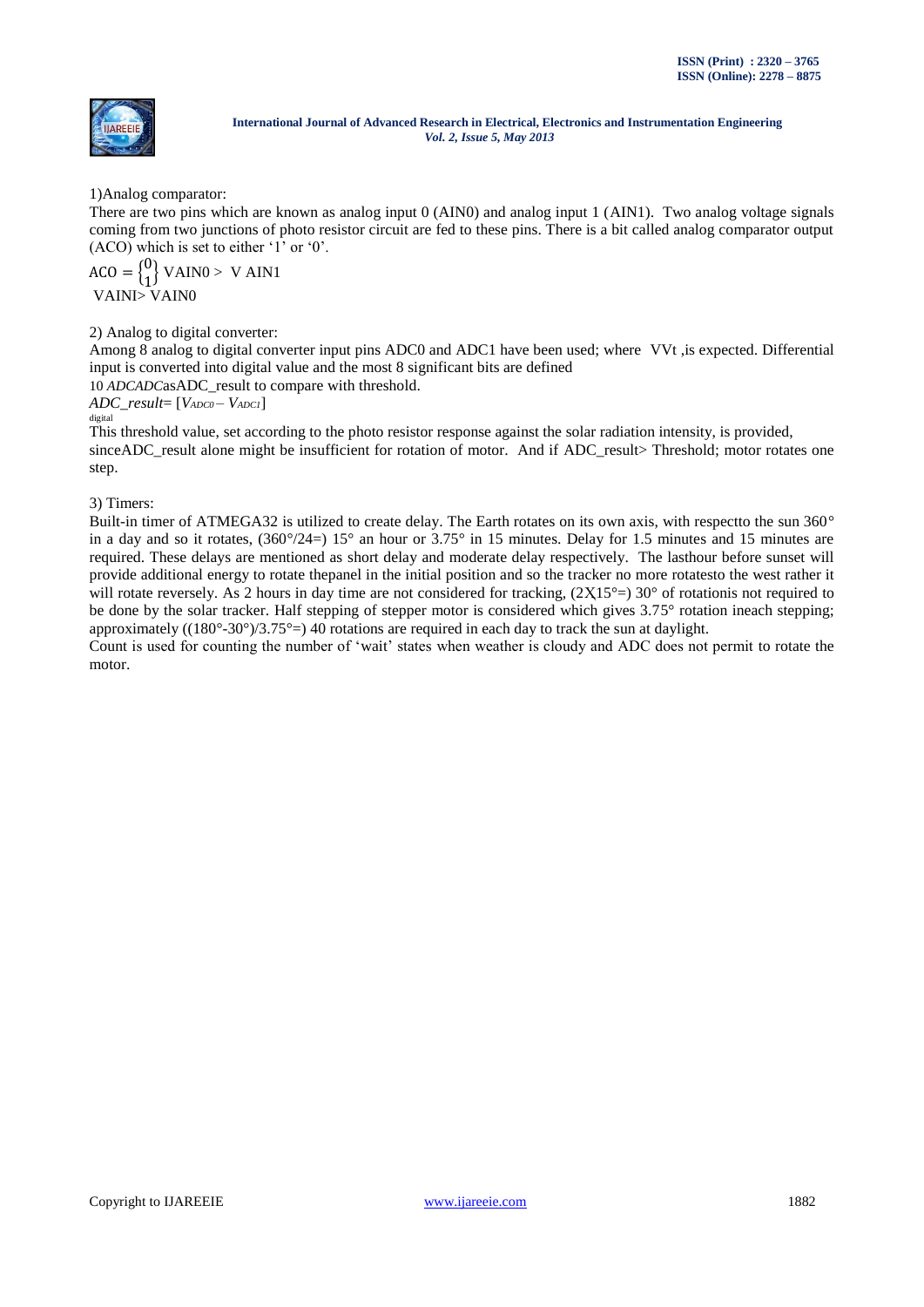1)Analog comparator:

There are two pins which are known as analog input 0 (AIN0) and analog input 1 (AIN1). Two analog voltage signals coming from two junctions of photo resistor circuit are fed to these pins. There is a bit called analog comparator output (ACO) which is set to either '1' or '0'.

$$\mathrm{ACO} = \begin{Bmatrix} 0 \\ 1 \end{Bmatrix} \text{VAIN0} > \text{ V AIN1}$$

VAINI> VAIN0

2) Analog to digital converter:

Among 8 analog to digital converter input pins ADC0 and ADC1 have been used; where VVt ,is expected. Differential input is converted into digital value and the most 8 significant bits are defined

10 *ADCADC*asADC_result to compare with threshold.

*ADC_result*= [$V_{ADC0} - V_{ADC1}$]

digital

This threshold value, set according to the photo resistor response against the solar radiation intensity, is provided, sinceADC_result alone might be insufficient for rotation of motor. And if ADC_result> Threshold; motor rotates one step.

3) Timers:

Built-in timer of ATMEGA32 is utilized to create delay. The Earth rotates on its own axis, with respectto the sun 360° in a day and so it rotates, (360°/24=) 15° an hour or 3.75° in 15 minutes. Delay for 1.5 minutes and 15 minutes are required. These delays are mentioned as short delay and moderate delay respectively. The lasthour before sunset will provide additional energy to rotate thepanel in the initial position and so the tracker no more rotatesto the west rather it will rotate reversely. As 2 hours in day time are not considered for tracking, (2X15°=) 30° of rotationis not required to be done by the solar tracker. Half stepping of stepper motor is considered which gives 3.75° rotation ineach stepping; approximately ((180°-30°)/3.75°=) 40 rotations are required in each day to track the sun at daylight.

Count is used for counting the number of 'wait' states when weather is cloudy and ADC does not permit to rotate the motor.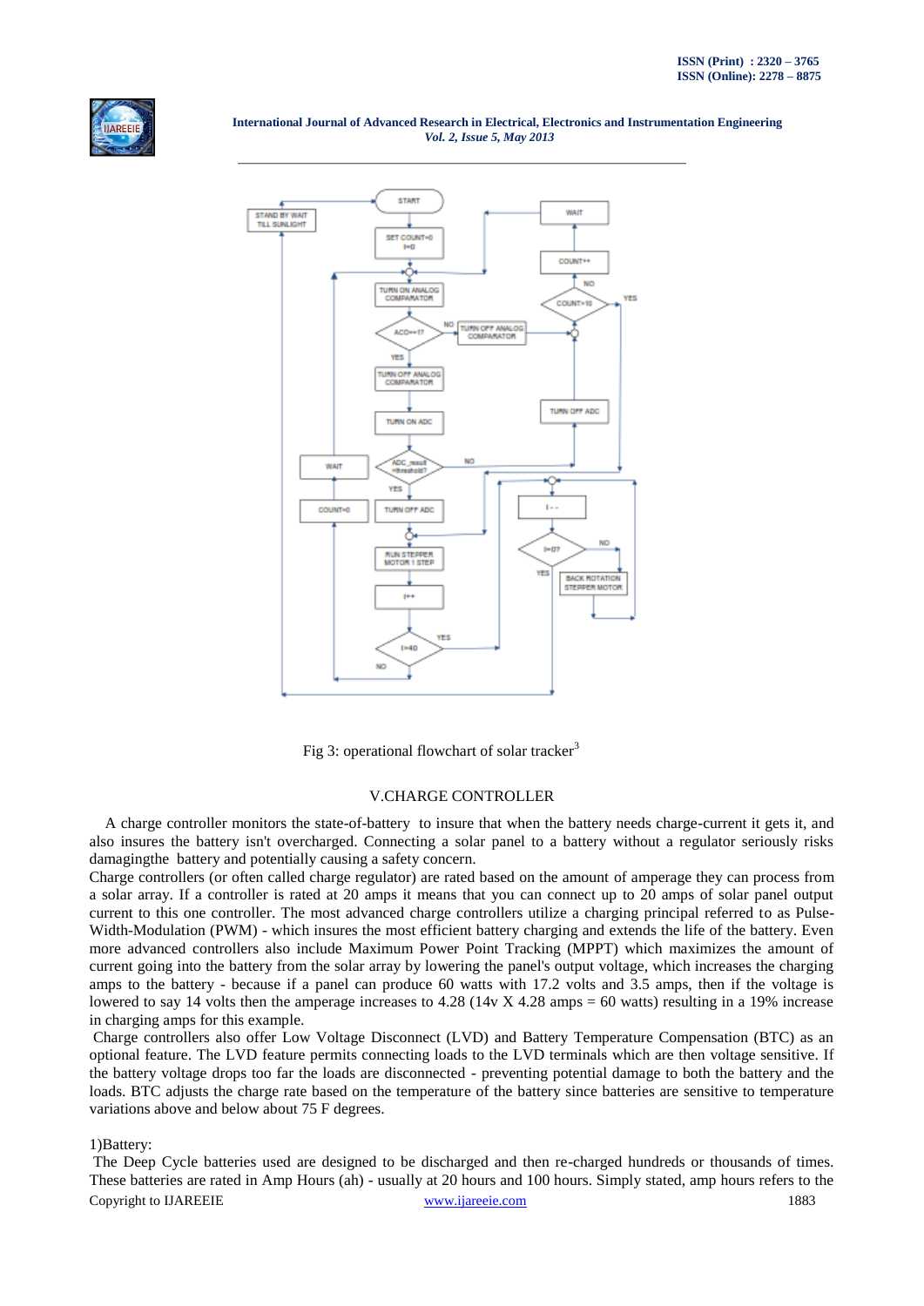Fig 3: operational flowchart of solar tracker[3]

## V.CHARGE CONTROLLER

A charge controller monitors the state-of-battery to insure that when the battery needs charge-current it gets it, and also insures the battery isn't overcharged. Connecting a solar panel to a battery without a regulator seriously risks damagingthe battery and potentially causing a safety concern.

Charge controllers (or often called charge regulator) are rated based on the amount of amperage they can process from a solar array. If a controller is rated at 20 amps it means that you can connect up to 20 amps of solar panel output current to this one controller. The most advanced charge controllers utilize a charging principal referred to as Pulse-Width-Modulation (PWM) - which insures the most efficient battery charging and extends the life of the battery. Even more advanced controllers also include Maximum Power Point Tracking (MPPT) which maximizes the amount of current going into the battery from the solar array by lowering the panel's output voltage, which increases the charging amps to the battery - because if a panel can produce 60 watts with 17.2 volts and 3.5 amps, then if the voltage is lowered to say 14 volts then the amperage increases to 4.28 (14v X 4.28 amps = 60 watts) resulting in a 19% increase in charging amps for this example.

Charge controllers also offer Low Voltage Disconnect (LVD) and Battery Temperature Compensation (BTC) as an optional feature. The LVD feature permits connecting loads to the LVD terminals which are then voltage sensitive. If the battery voltage drops too far the loads are disconnected - preventing potential damage to both the battery and the loads. BTC adjusts the charge rate based on the temperature of the battery since batteries are sensitive to temperature variations above and below about 75 F degrees.

1)Battery:

The Deep Cycle batteries used are designed to be discharged and then re-charged hundreds or thousands of times. These batteries are rated in Amp Hours (ah) - usually at 20 hours and 100 hours. Simply stated, amp hours refers to the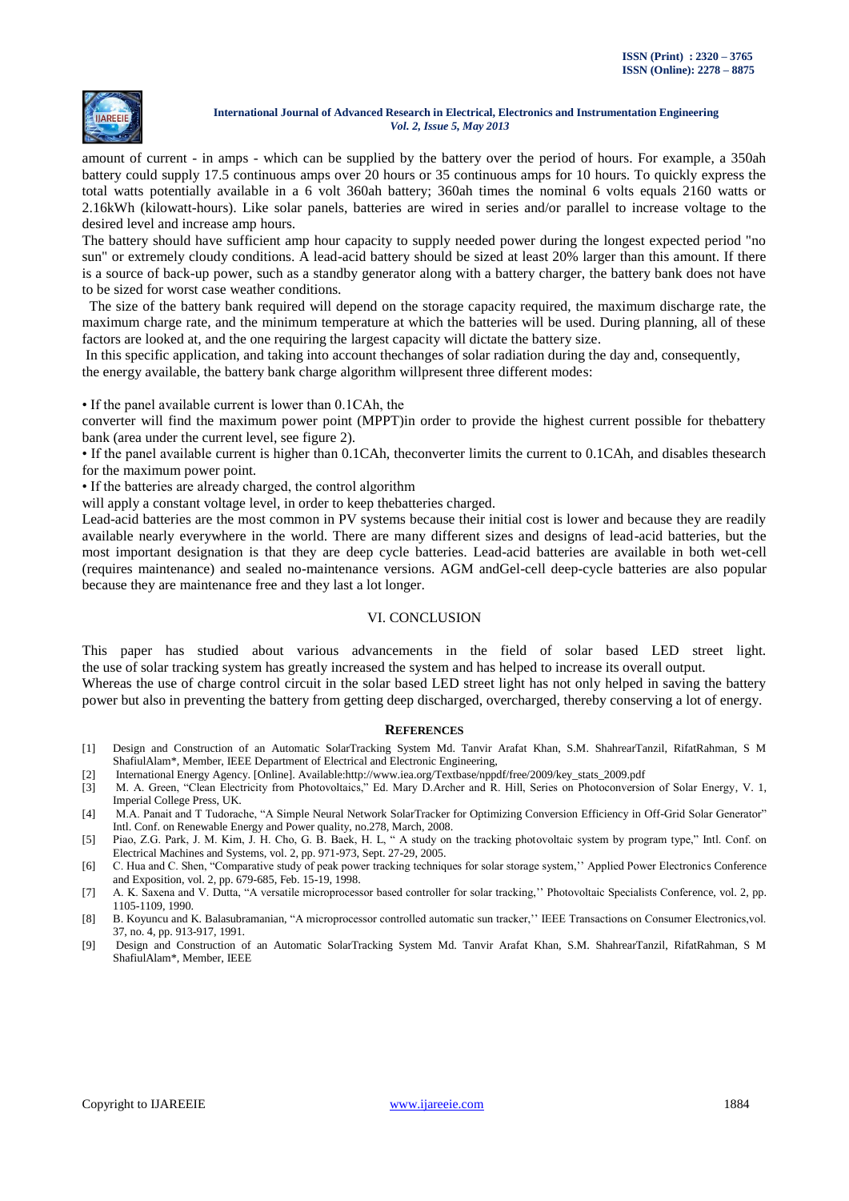amount of current - in amps - which can be supplied by the battery over the period of hours. For example, a 350ah battery could supply 17.5 continuous amps over 20 hours or 35 continuous amps for 10 hours. To quickly express the total watts potentially available in a 6 volt 360ah battery; 360ah times the nominal 6 volts equals 2160 watts or 2.16kWh (kilowatt-hours). Like solar panels, batteries are wired in series and/or parallel to increase voltage to the desired level and increase amp hours.

The battery should have sufficient amp hour capacity to supply needed power during the longest expected period "no sun" or extremely cloudy conditions. A lead-acid battery should be sized at least 20% larger than this amount. If there is a source of back-up power, such as a standby generator along with a battery charger, the battery bank does not have to be sized for worst case weather conditions.

The size of the battery bank required will depend on the storage capacity required, the maximum discharge rate, the maximum charge rate, and the minimum temperature at which the batteries will be used. During planning, all of these factors are looked at, and the one requiring the largest capacity will dictate the battery size.

In this specific application, and taking into account thechanges of solar radiation during the day and, consequently, the energy available, the battery bank charge algorithm willpresent three different modes:

- If the panel available current is lower than 0.1CAh, the converter will find the maximum power point (MPPT)in order to provide the highest current possible for thebattery bank (area under the current level, see figure 2).
- If the panel available current is higher than 0.1CAh, theconverter limits the current to 0.1CAh, and disables thesearch for the maximum power point.
- If the batteries are already charged, the control algorithm will apply a constant voltage level, in order to keep thebatteries charged.

Lead-acid batteries are the most common in PV systems because their initial cost is lower and because they are readily available nearly everywhere in the world. There are many different sizes and designs of lead-acid batteries, but the most important designation is that they are deep cycle batteries. Lead-acid batteries are available in both wet-cell (requires maintenance) and sealed no-maintenance versions. AGM andGel-cell deep-cycle batteries are also popular because they are maintenance free and they last a lot longer.

## VI. CONCLUSION

This paper has studied about various advancements in the field of solar based LED street light. the use of solar tracking system has greatly increased the system and has helped to increase its overall output.

Whereas the use of charge control circuit in the solar based LED street light has not only helped in saving the battery power but also in preventing the battery from getting deep discharged, overcharged, thereby conserving a lot of energy.

## REFERENCES

[1] Design and Construction of an Automatic SolarTracking System Md. Tanvir Arafat Khan, S.M. ShahrearTanzil, RifatRahman, S M ShafiulAlam*, Member, IEEE Department of Electrical and Electronic Engineering,

[2] International Energy Agency. [Online]. Available:http://www.iea.org/Textbase/nppdf/free/2009/key_stats_2009.pdf

[3] M. A. Green, "Clean Electricity from Photovoltaics," Ed. Mary D.Archer and R. Hill, Series on Photoconversion of Solar Energy, V. 1, Imperial College Press, UK.

[4] M.A. Panait and T Tudorache, "A Simple Neural Network SolarTracker for Optimizing Conversion Efficiency in Off-Grid Solar Generator" Intl. Conf. on Renewable Energy and Power quality, no.278, March, 2008.

[5] Piao, Z.G. Park, J. M. Kim, J. H. Cho, G. B. Baek, H. L, " A study on the tracking photovoltaic system by program type," Intl. Conf. on Electrical Machines and Systems, vol. 2, pp. 971-973, Sept. 27-29, 2005.

[6] C. Hua and C. Shen, "Comparative study of peak power tracking techniques for solar storage system,'' Applied Power Electronics Conference and Exposition, vol. 2, pp. 679-685, Feb. 15-19, 1998.

[7] A. K. Saxena and V. Dutta, "A versatile microprocessor based controller for solar tracking,'' Photovoltaic Specialists Conference, vol. 2, pp. 1105-1109, 1990.

[8] B. Koyuncu and K. Balasubramanian, "A microprocessor controlled automatic sun tracker,'' IEEE Transactions on Consumer Electronics,vol. 37, no. 4, pp. 913-917, 1991.

[9] Design and Construction of an Automatic SolarTracking System Md. Tanvir Arafat Khan, S.M. ShahrearTanzil, RifatRahman, S M ShafiulAlam*, Member, IEEE